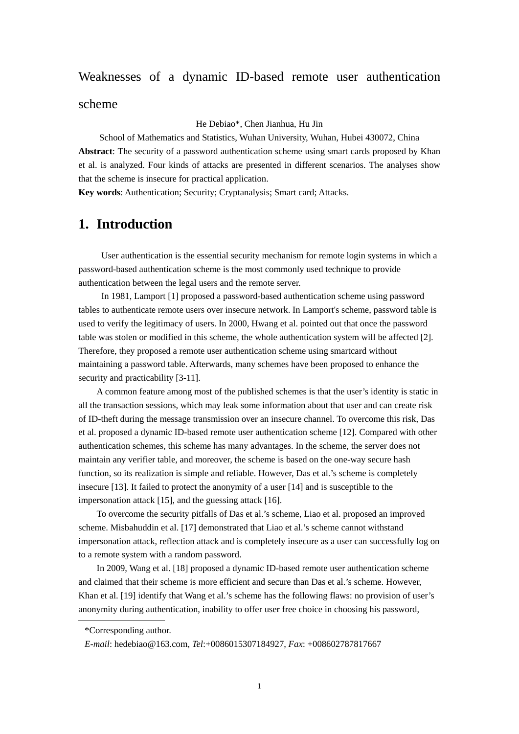# Weaknesses of a dynamic ID-based remote user authentication scheme

He Debiao*, Chen Jianhua, Hu Jin

School of Mathematics and Statistics, Wuhan University, Wuhan, Hubei 430072, China

**Abstract**: The security of a password authentication scheme using smart cards proposed by Khan et al. is analyzed. Four kinds of attacks are presented in different scenarios. The analyses show that the scheme is insecure for practical application.

**Key words**: Authentication; Security; Cryptanalysis; Smart card; Attacks.

## 1. Introduction

User authentication is the essential security mechanism for remote login systems in which a password-based authentication scheme is the most commonly used technique to provide authentication between the legal users and the remote server.

In 1981, Lamport [1] proposed a password-based authentication scheme using password tables to authenticate remote users over insecure network. In Lamport's scheme, password table is used to verify the legitimacy of users. In 2000, Hwang et al. pointed out that once the password table was stolen or modified in this scheme, the whole authentication system will be affected [2]. Therefore, they proposed a remote user authentication scheme using smartcard without maintaining a password table. Afterwards, many schemes have been proposed to enhance the security and practicability [3-11].

A common feature among most of the published schemes is that the user's identity is static in all the transaction sessions, which may leak some information about that user and can create risk of ID-theft during the message transmission over an insecure channel. To overcome this risk, Das et al. proposed a dynamic ID-based remote user authentication scheme [12]. Compared with other authentication schemes, this scheme has many advantages. In the scheme, the server does not maintain any verifier table, and moreover, the scheme is based on the one-way secure hash function, so its realization is simple and reliable. However, Das et al.'s scheme is completely insecure [13]. It failed to protect the anonymity of a user [14] and is susceptible to the impersonation attack [15], and the guessing attack [16].

To overcome the security pitfalls of Das et al.'s scheme, Liao et al. proposed an improved scheme. Misbahuddin et al. [17] demonstrated that Liao et al.'s scheme cannot withstand impersonation attack, reflection attack and is completely insecure as a user can successfully log on to a remote system with a random password.

In 2009, Wang et al. [18] proposed a dynamic ID-based remote user authentication scheme and claimed that their scheme is more efficient and secure than Das et al.'s scheme. However, Khan et al. [19] identify that Wang et al.'s scheme has the following flaws: no provision of user's anonymity during authentication, inability to offer user free choice in choosing his password,

*Corresponding author.

*E-mail*: hedebiao@163.com, *Tel*:+0086015307184927, *Fax*: +008602787817667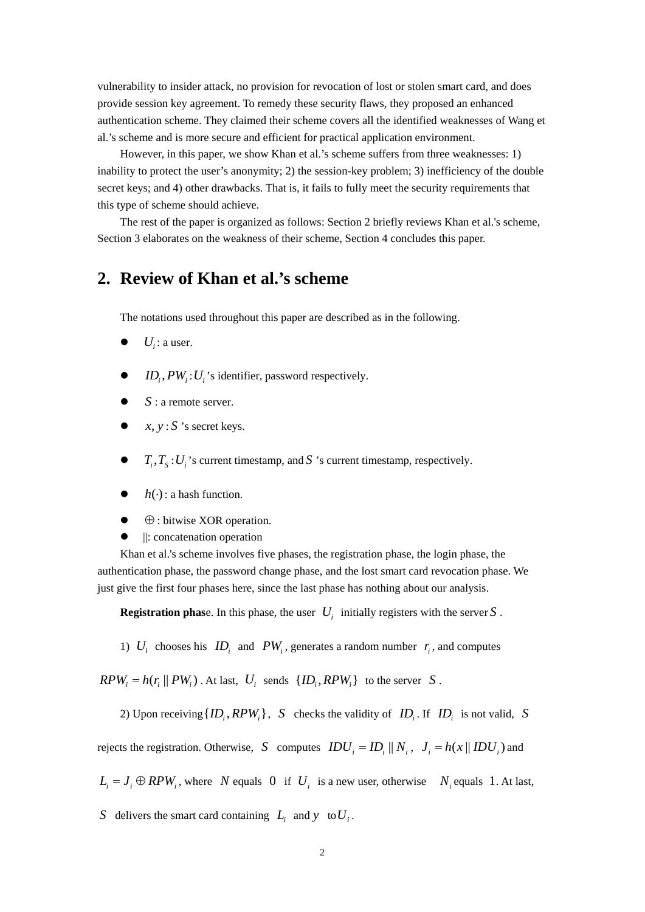vulnerability to insider attack, no provision for revocation of lost or stolen smart card, and does provide session key agreement. To remedy these security flaws, they proposed an enhanced authentication scheme. They claimed their scheme covers all the identified weaknesses of Wang et al.’s scheme and is more secure and efficient for practical application environment.

However, in this paper, we show Khan et al.’s scheme suffers from three weaknesses: 1) inability to protect the user’s anonymity; 2) the session-key problem; 3) inefficiency of the double secret keys; and 4) other drawbacks. That is, it fails to fully meet the security requirements that this type of scheme should achieve.

The rest of the paper is organized as follows: Section 2 briefly reviews Khan et al.'s scheme, Section 3 elaborates on the weakness of their scheme, Section 4 concludes this paper.

## 2. Review of Khan et al.’s scheme

The notations used throughout this paper are described as in the following.

- $U_i$: a user.
- $ID_i, PW_i : U_i$’s identifier, password respectively.
- $S$ : a remote server.
- $x, y : S$ ’s secret keys.
- $T_i, T_S : U_i$’s current timestamp, and $S$ ’s current timestamp, respectively.
- $h(\cdot)$: a hash function.
- $\oplus$: bitwise XOR operation.
- $||$: concatenation operation

Khan et al.'s scheme involves five phases, the registration phase, the login phase, the authentication phase, the password change phase, and the lost smart card revocation phase. We just give the first four phases here, since the last phase has nothing about our analysis.

**Registration phas**e. In this phase, the user $U_i$ initially registers with the server $S$.

1) $U_i$ chooses his $ID_i$ and $PW_i$, generates a random number $r_i$, and computes $RPW_i = h(r_i || PW_i)$. At last, $U_i$ sends $\{ID_i, RPW_i\}$ to the server $S$.

2) Upon receiving $\{ID_i, RPW_i\}$, $S$ checks the validity of $ID_i$. If $ID_i$ is not valid, $S$ rejects the registration. Otherwise, $S$ computes $IDU_i = ID_i || N_i$, $J_i = h(x || IDU_i)$ and $L_i = J_i \oplus RPW_i$, where $N$ equals $0$ if $U_i$ is a new user, otherwise $N_i$ equals $1$. At last, $S$ delivers the smart card containing $L_i$ and $y$ to $U_i$.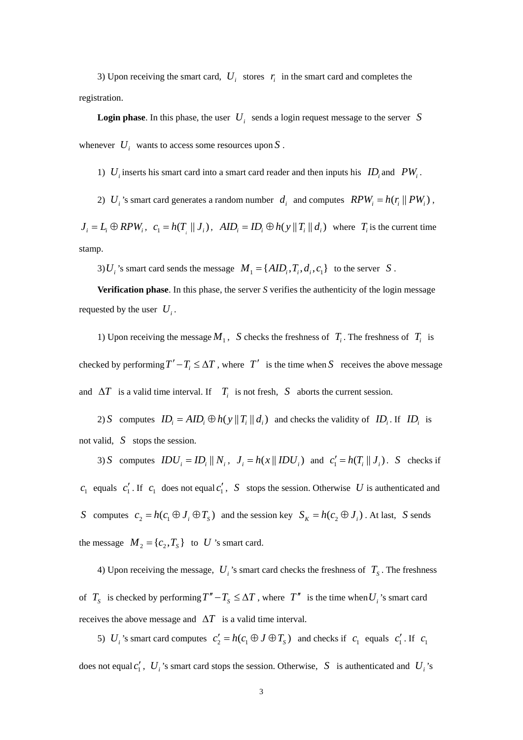3) Upon receiving the smart card, $U_i$ stores $r_i$ in the smart card and completes the registration.

**Login phase**. In this phase, the user $U_i$ sends a login request message to the server $S$ whenever $U_i$ wants to access some resources upon $S$.

1) $U_i$ inserts his smart card into a smart card reader and then inputs his $ID_i$ and $PW_i$.

2) $U_i$'s smart card generates a random number $d_i$ and computes $RPW_i = h(r_i \| PW_i)$, $J_i = L_i \oplus RPW_i$, $c_1 = h(T_i \| J_i)$, $AID_i = ID_i \oplus h(y \| T_i \| d_i)$ where $T_i$ is the current time stamp.

3) $U_i$'s smart card sends the message $M_1 = \{AID_i, T_i, d_i, c_1\}$ to the server $S$.

**Verification phase**. In this phase, the server *S* verifies the authenticity of the login message requested by the user $U_i$.

1) Upon receiving the message $M_1$, $S$ checks the freshness of $T_i$. The freshness of $T_i$ is checked by performing $T' - T_i \leq \Delta T$, where $T'$ is the time when $S$ receives the above message and $\Delta T$ is a valid time interval. If $T_i$ is not fresh, $S$ aborts the current session.

2) $S$ computes $ID_i = AID_i \oplus h(y \| T_i \| d_i)$ and checks the validity of $ID_i$. If $ID_i$ is not valid, $S$ stops the session.

3) $S$ computes $IDU_i = ID_i \| N_i$, $J_i = h(x \| IDU_i)$ and $c_1' = h(T_i \| J_i)$. $S$ checks if $c_1$ equals $c_1'$. If $c_1$ does not equal $c_1'$, $S$ stops the session. Otherwise $U$ is authenticated and $S$ computes $c_2 = h(c_1 \oplus J_i \oplus T_S)$ and the session key $S_K = h(c_2 \oplus J_i)$. At last, $S$ sends the message $M_2 = \{c_2, T_S\}$ to $U$'s smart card.

4) Upon receiving the message, $U_i$'s smart card checks the freshness of $T_S$. The freshness of $T_S$ is checked by performing $T'' - T_S \leq \Delta T$, where $T''$ is the time when $U_i$'s smart card receives the above message and $\Delta T$ is a valid time interval.

5) $U_i$'s smart card computes $c_2' = h(c_1 \oplus J \oplus T_S)$ and checks if $c_1$ equals $c_1'$. If $c_1$ does not equal $c_1'$, $U_i$'s smart card stops the session. Otherwise, $S$ is authenticated and $U_i$'s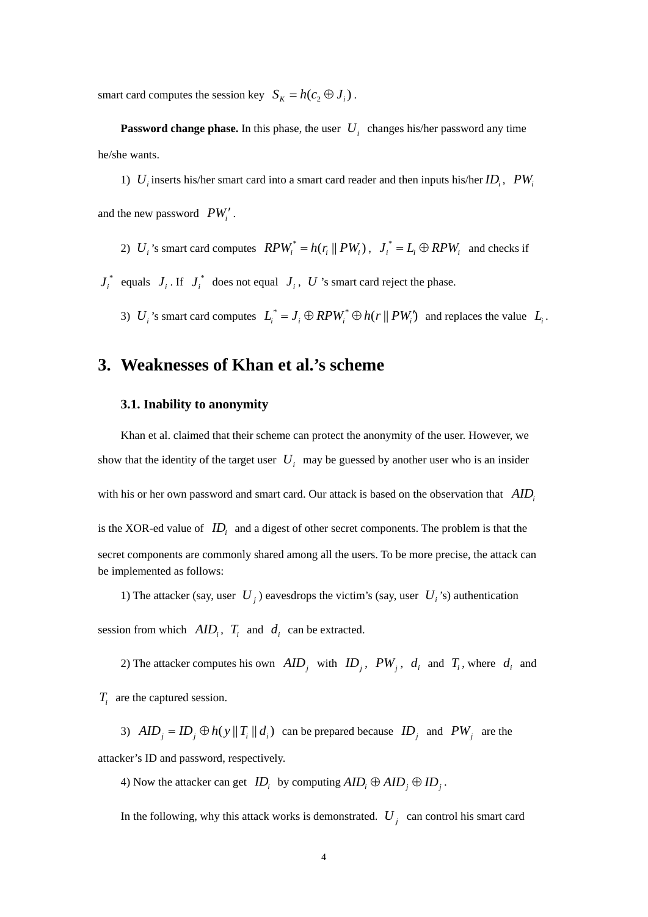smart card computes the session key $S_K = h(c_2 \oplus J_i)$.

**Password change phase.** In this phase, the user $U_i$ changes his/her password any time he/she wants.

1) $U_i$ inserts his/her smart card into a smart card reader and then inputs his/her $ID_i$, $PW_i$ and the new password $PW_i'$.

2) $U_i$'s smart card computes $RPW_i^* = h(r_i \| PW_i)$, $J_i^* = L_i \oplus RPW_i$ and checks if $J_i^*$ equals $J_i$. If $J_i^*$ does not equal $J_i$, $U$'s smart card reject the phase.

3) $U_i$'s smart card computes $L_i^* = J_i \oplus RPW_i^* \oplus h(r \| PW_i')$ and replaces the value $L_i$.

# 3. Weaknesses of Khan et al.'s scheme

## 3.1. Inability to anonymity

Khan et al. claimed that their scheme can protect the anonymity of the user. However, we show that the identity of the target user $U_i$ may be guessed by another user who is an insider with his or her own password and smart card. Our attack is based on the observation that $AID_i$ is the XOR-ed value of $ID_i$ and a digest of other secret components. The problem is that the secret components are commonly shared among all the users. To be more precise, the attack can be implemented as follows:

1) The attacker (say, user $U_j$) eavesdrops the victim's (say, user $U_i$'s) authentication session from which $AID_i$, $T_i$ and $d_i$ can be extracted.

2) The attacker computes his own $AID_j$ with $ID_j$, $PW_j$, $d_i$ and $T_i$, where $d_i$ and $T_i$ are the captured session.

3) $AID_j = ID_j \oplus h(y \| T_i \| d_i)$ can be prepared because $ID_j$ and $PW_j$ are the attacker's ID and password, respectively.

4) Now the attacker can get $ID_i$ by computing $AID_i \oplus AID_j \oplus ID_j$.

In the following, why this attack works is demonstrated. $U_j$ can control his smart card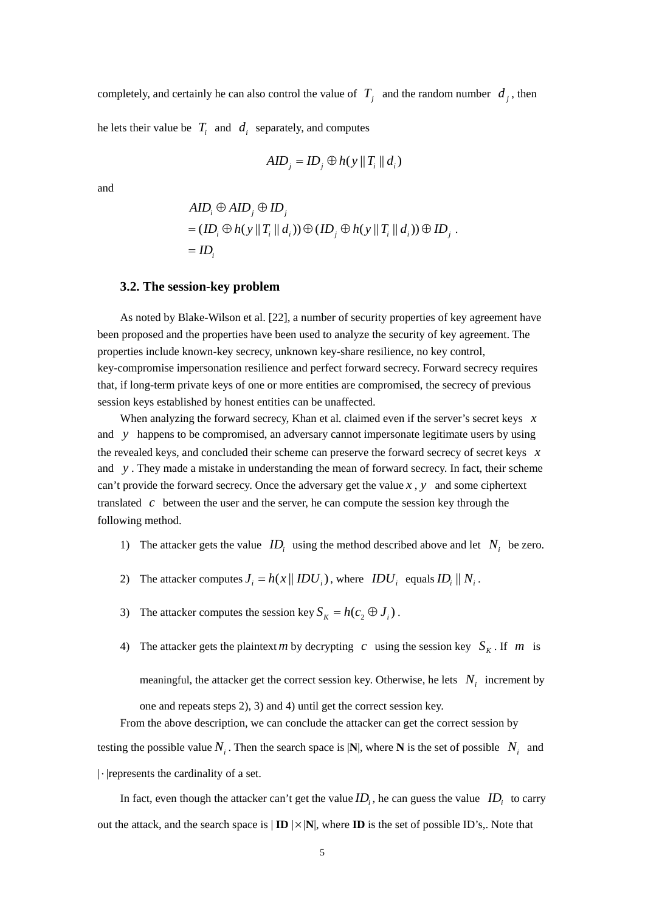completely, and certainly he can also control the value of $T_j$ and the random number $d_j$, then he lets their value be $T_i$ and $d_i$ separately, and computes

$$AID_j = ID_j \oplus h(y \| T_i \| d_i)$$

and

$$\begin{aligned} & AID_i \oplus AID_j \oplus ID_j \\ & = (ID_i \oplus h(y \| T_i \| d_i)) \oplus (ID_j \oplus h(y \| T_i \| d_i)) \oplus ID_j \\ & = ID_i \end{aligned}.$$

### 3.2. The session-key problem

As noted by Blake-Wilson et al. [22], a number of security properties of key agreement have been proposed and the properties have been used to analyze the security of key agreement. The properties include known-key secrecy, unknown key-share resilience, no key control, key-compromise impersonation resilience and perfect forward secrecy. Forward secrecy requires that, if long-term private keys of one or more entities are compromised, the secrecy of previous session keys established by honest entities can be unaffected.

When analyzing the forward secrecy, Khan et al. claimed even if the server's secret keys $x$ and $y$ happens to be compromised, an adversary cannot impersonate legitimate users by using the revealed keys, and concluded their scheme can preserve the forward secrecy of secret keys $x$ and $y$. They made a mistake in understanding the mean of forward secrecy. In fact, their scheme can't provide the forward secrecy. Once the adversary get the value $x$, $y$ and some ciphertext translated $c$ between the user and the server, he can compute the session key through the following method.

1) The attacker gets the value $ID_i$ using the method described above and let $N_i$ be zero.
2) The attacker computes $J_i = h(x \| IDU_i)$, where $IDU_i$ equals $ID_i \| N_i$.
3) The attacker computes the session key $S_K = h(c_2 \oplus J_i)$.
4) The attacker gets the plaintext $m$ by decrypting $c$ using the session key $S_K$. If $m$ is meaningful, the attacker get the correct session key. Otherwise, he lets $N_i$ increment by one and repeats steps 2), 3) and 4) until get the correct session key.

From the above description, we can conclude the attacker can get the correct session by testing the possible value $N_i$. Then the search space is |**N**|, where **N** is the set of possible $N_i$ and $|\cdot|$represents the cardinality of a set.

In fact, even though the attacker can't get the value $ID_i$, he can guess the value $ID_i$ to carry out the attack, and the search space is | **ID** |×|**N**|, where **ID** is the set of possible ID's,. Note that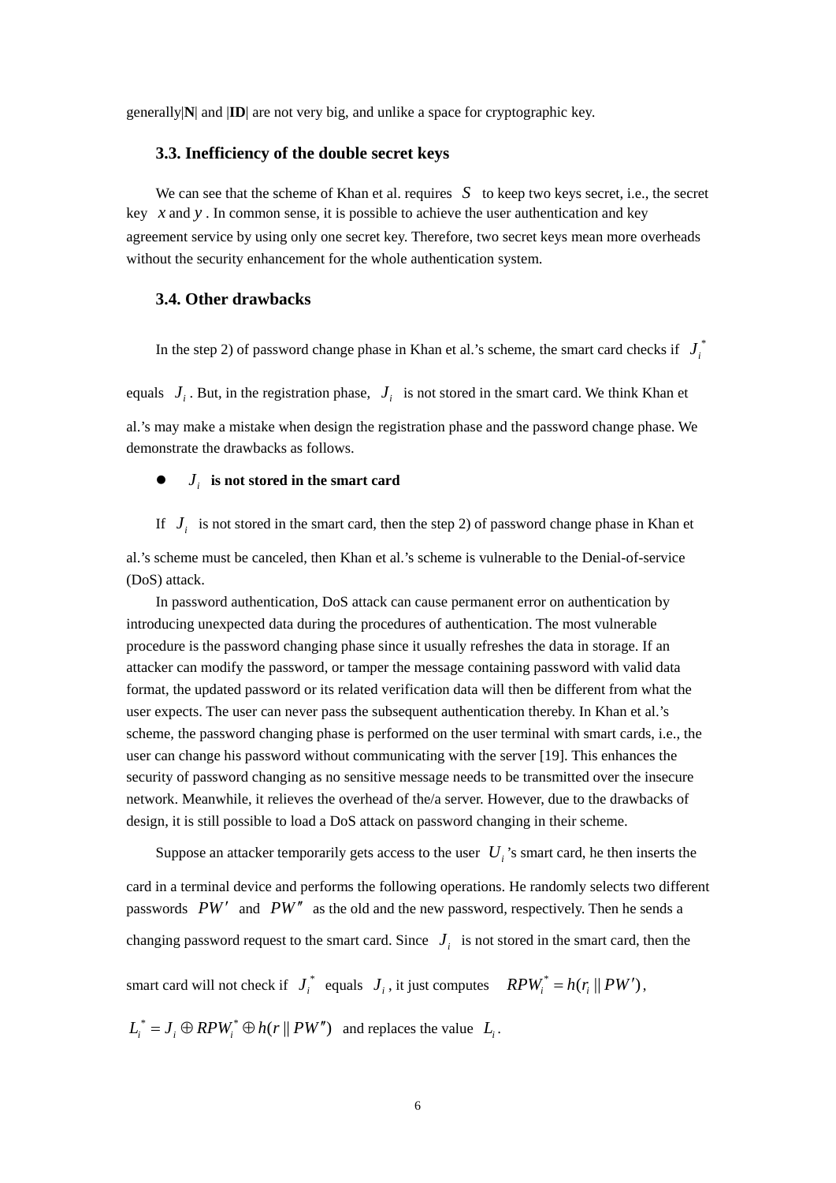generally|**N**| and |**ID**| are not very big, and unlike a space for cryptographic key.

### 3.3. Inefficiency of the double secret keys

We can see that the scheme of Khan et al. requires $S$ to keep two keys secret, i.e., the secret key $x$ and $y$. In common sense, it is possible to achieve the user authentication and key agreement service by using only one secret key. Therefore, two secret keys mean more overheads without the security enhancement for the whole authentication system.

### 3.4. Other drawbacks

In the step 2) of password change phase in Khan et al.'s scheme, the smart card checks if $J_i^*$ equals $J_i$. But, in the registration phase, $J_i$ is not stored in the smart card. We think Khan et al.'s may make a mistake when design the registration phase and the password change phase. We demonstrate the drawbacks as follows.

- **$J_i$ is not stored in the smart card**

If $J_i$ is not stored in the smart card, then the step 2) of password change phase in Khan et al.'s scheme must be canceled, then Khan et al.'s scheme is vulnerable to the Denial-of-service (DoS) attack.

In password authentication, DoS attack can cause permanent error on authentication by introducing unexpected data during the procedures of authentication. The most vulnerable procedure is the password changing phase since it usually refreshes the data in storage. If an attacker can modify the password, or tamper the message containing password with valid data format, the updated password or its related verification data will then be different from what the user expects. The user can never pass the subsequent authentication thereby. In Khan et al.'s scheme, the password changing phase is performed on the user terminal with smart cards, i.e., the user can change his password without communicating with the server [19]. This enhances the security of password changing as no sensitive message needs to be transmitted over the insecure network. Meanwhile, it relieves the overhead of the/a server. However, due to the drawbacks of design, it is still possible to load a DoS attack on password changing in their scheme.

Suppose an attacker temporarily gets access to the user $U_i$'s smart card, he then inserts the card in a terminal device and performs the following operations. He randomly selects two different passwords $PW'$ and $PW''$ as the old and the new password, respectively. Then he sends a changing password request to the smart card. Since $J_i$ is not stored in the smart card, then the smart card will not check if $J_i^*$ equals $J_i$, it just computes $RPW_i^* = h(r_i \| PW')$, $L_i^* = J_i \oplus RPW_i^* \oplus h(r \| PW'')$ and replaces the value $L_i$.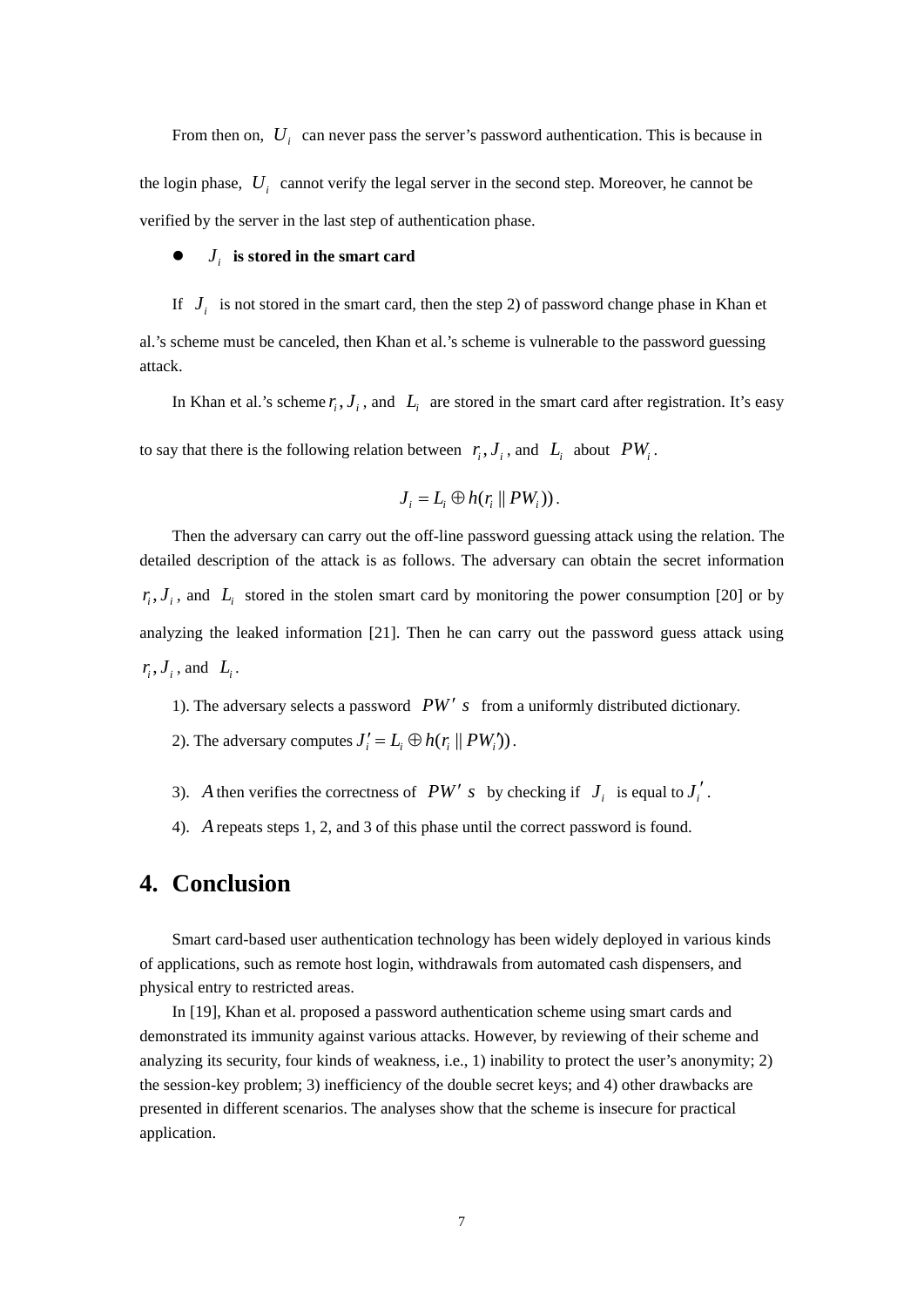From then on, $U_i$ can never pass the server's password authentication. This is because in the login phase, $U_i$ cannot verify the legal server in the second step. Moreover, he cannot be verified by the server in the last step of authentication phase.

- **$J_i$ is stored in the smart card**

If $J_i$ is not stored in the smart card, then the step 2) of password change phase in Khan et al.'s scheme must be canceled, then Khan et al.'s scheme is vulnerable to the password guessing attack.

In Khan et al.'s scheme $r_i, J_i$, and $L_i$ are stored in the smart card after registration. It's easy to say that there is the following relation between $r_i, J_i$, and $L_i$ about $PW_i$.

$$J_i = L_i \oplus h(r_i \parallel PW_i)).$$

Then the adversary can carry out the off-line password guessing attack using the relation. The detailed description of the attack is as follows. The adversary can obtain the secret information $r_i, J_i$, and $L_i$ stored in the stolen smart card by monitoring the power consumption [20] or by analyzing the leaked information [21]. Then he can carry out the password guess attack using $r_i, J_i$, and $L_i$.

1). The adversary selects a password $PW' \ s$ from a uniformly distributed dictionary.

2). The adversary computes $J_i' = L_i \oplus h(r_i \parallel PW_i'))$.

3). $A$ then verifies the correctness of $PW' \ s$ by checking if $J_i$ is equal to $J_i'$.

4). $A$ repeats steps 1, 2, and 3 of this phase until the correct password is found.

# 4. Conclusion

Smart card-based user authentication technology has been widely deployed in various kinds of applications, such as remote host login, withdrawals from automated cash dispensers, and physical entry to restricted areas.

In [19], Khan et al. proposed a password authentication scheme using smart cards and demonstrated its immunity against various attacks. However, by reviewing of their scheme and analyzing its security, four kinds of weakness, i.e., 1) inability to protect the user's anonymity; 2) the session-key problem; 3) inefficiency of the double secret keys; and 4) other drawbacks are presented in different scenarios. The analyses show that the scheme is insecure for practical application.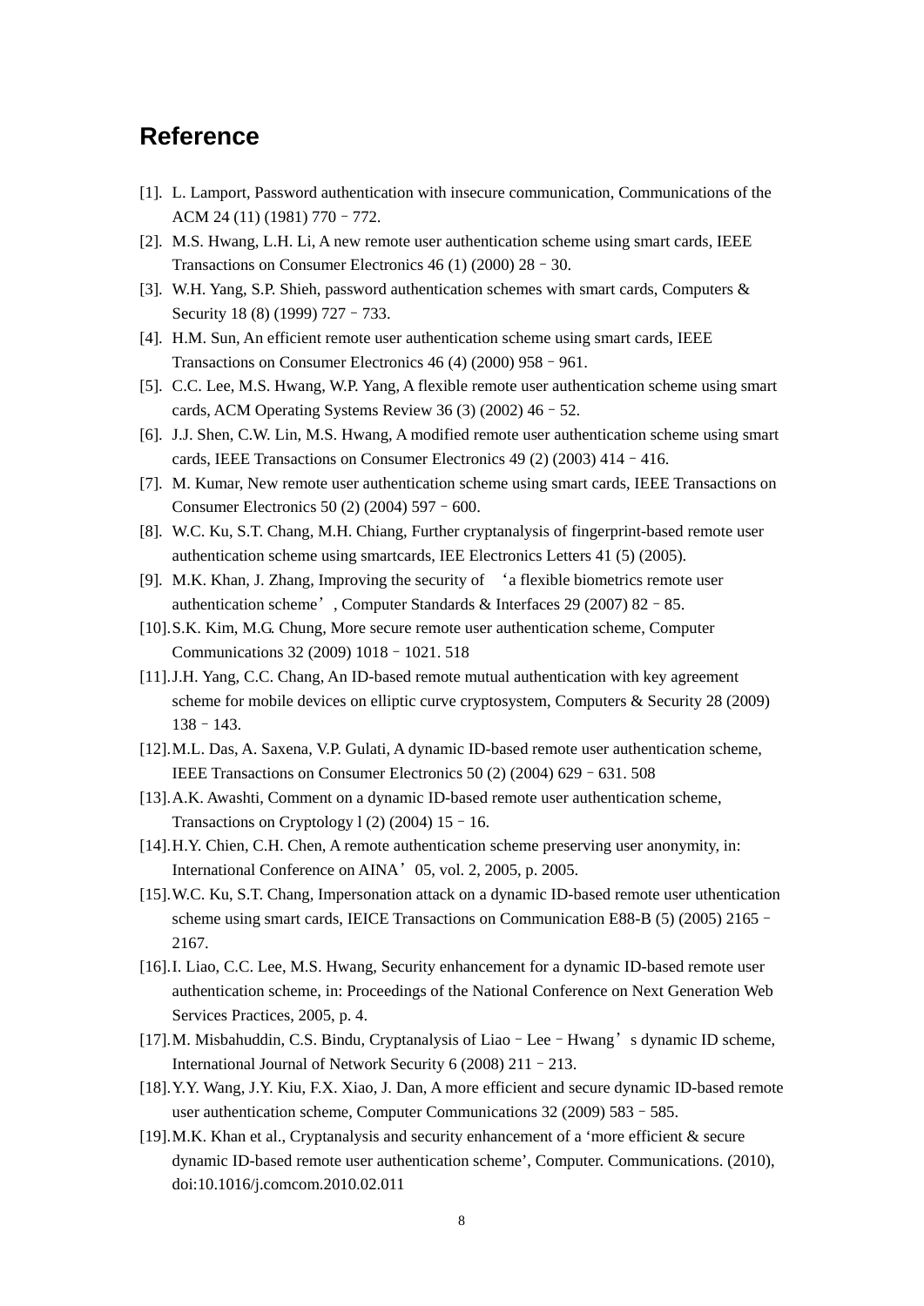## Reference

[1]. L. Lamport, Password authentication with insecure communication, Communications of the ACM 24 (11) (1981) 770–772.

[2]. M.S. Hwang, L.H. Li, A new remote user authentication scheme using smart cards, IEEE Transactions on Consumer Electronics 46 (1) (2000) 28–30.

[3]. W.H. Yang, S.P. Shieh, password authentication schemes with smart cards, Computers & Security 18 (8) (1999) 727–733.

[4]. H.M. Sun, An efficient remote user authentication scheme using smart cards, IEEE Transactions on Consumer Electronics 46 (4) (2000) 958–961.

[5]. C.C. Lee, M.S. Hwang, W.P. Yang, A flexible remote user authentication scheme using smart cards, ACM Operating Systems Review 36 (3) (2002) 46–52.

[6]. J.J. Shen, C.W. Lin, M.S. Hwang, A modified remote user authentication scheme using smart cards, IEEE Transactions on Consumer Electronics 49 (2) (2003) 414–416.

[7]. M. Kumar, New remote user authentication scheme using smart cards, IEEE Transactions on Consumer Electronics 50 (2) (2004) 597–600.

[8]. W.C. Ku, S.T. Chang, M.H. Chiang, Further cryptanalysis of fingerprint-based remote user authentication scheme using smartcards, IEE Electronics Letters 41 (5) (2005).

[9]. M.K. Khan, J. Zhang, Improving the security of ‘a flexible biometrics remote user authentication scheme’, Computer Standards & Interfaces 29 (2007) 82–85.

[10]. S.K. Kim, M.G. Chung, More secure remote user authentication scheme, Computer Communications 32 (2009) 1018–1021. 518

[11]. J.H. Yang, C.C. Chang, An ID-based remote mutual authentication with key agreement scheme for mobile devices on elliptic curve cryptosystem, Computers & Security 28 (2009) 138–143.

[12]. M.L. Das, A. Saxena, V.P. Gulati, A dynamic ID-based remote user authentication scheme, IEEE Transactions on Consumer Electronics 50 (2) (2004) 629–631. 508

[13]. A.K. Awashti, Comment on a dynamic ID-based remote user authentication scheme, Transactions on Cryptology l (2) (2004) 15–16.

[14]. H.Y. Chien, C.H. Chen, A remote authentication scheme preserving user anonymity, in: International Conference on AINA’05, vol. 2, 2005, p. 2005.

[15]. W.C. Ku, S.T. Chang, Impersonation attack on a dynamic ID-based remote user uthentication scheme using smart cards, IEICE Transactions on Communication E88-B (5) (2005) 2165–2167.

[16]. I. Liao, C.C. Lee, M.S. Hwang, Security enhancement for a dynamic ID-based remote user authentication scheme, in: Proceedings of the National Conference on Next Generation Web Services Practices, 2005, p. 4.

[17]. M. Misbahuddin, C.S. Bindu, Cryptanalysis of Liao–Lee–Hwang’s dynamic ID scheme, International Journal of Network Security 6 (2008) 211–213.

[18]. Y.Y. Wang, J.Y. Kiu, F.X. Xiao, J. Dan, A more efficient and secure dynamic ID-based remote user authentication scheme, Computer Communications 32 (2009) 583–585.

[19]. M.K. Khan et al., Cryptanalysis and security enhancement of a ‘more efficient & secure dynamic ID-based remote user authentication scheme’, Computer. Communications. (2010), doi:10.1016/j.comcom.2010.02.011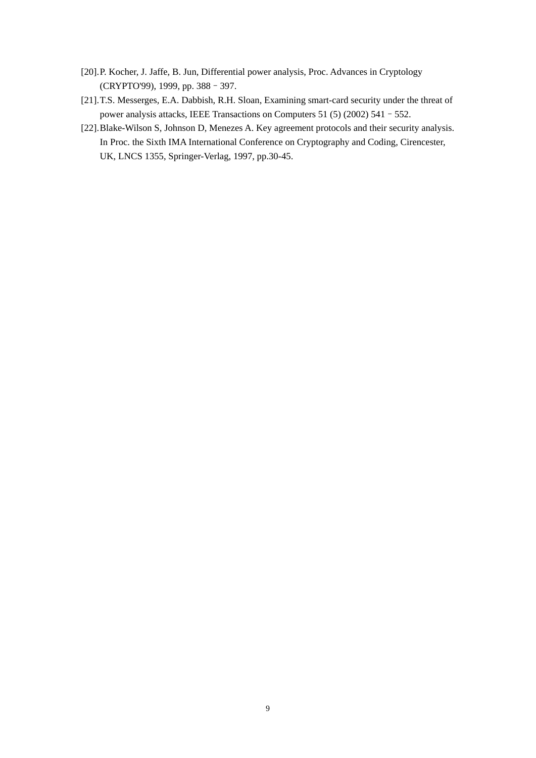[20]. P. Kocher, J. Jaffe, B. Jun, Differential power analysis, Proc. Advances in Cryptology (CRYPTO'99), 1999, pp. 388–397.

[21]. T.S. Messerges, E.A. Dabbish, R.H. Sloan, Examining smart-card security under the threat of power analysis attacks, IEEE Transactions on Computers 51 (5) (2002) 541–552.

[22]. Blake-Wilson S, Johnson D, Menezes A. Key agreement protocols and their security analysis. In Proc. the Sixth IMA International Conference on Cryptography and Coding, Cirencester, UK, LNCS 1355, Springer-Verlag, 1997, pp.30-45.